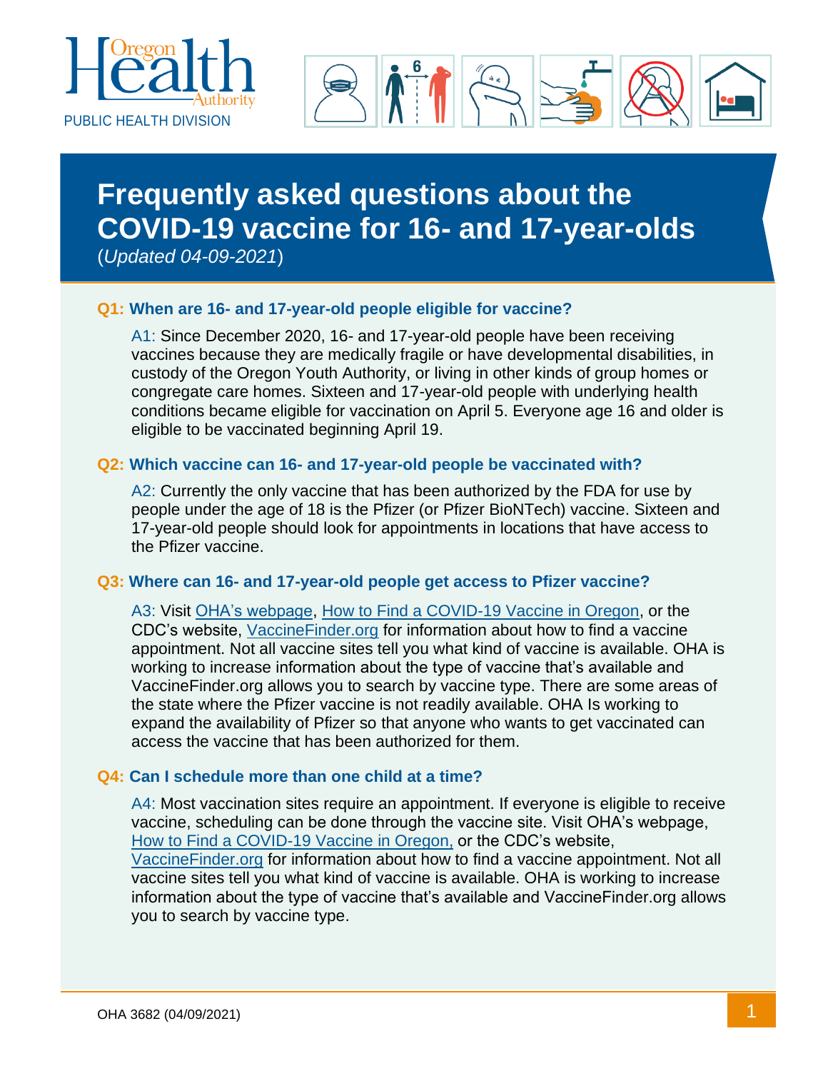Oregon Health Authority

PUBLIC HEALTH DIVISION

# Frequently asked questions about the COVID-19 vaccine for 16- and 17-year-olds

(*Updated 04-09-2021*)

### Q1: When are 16- and 17-year-old people eligible for vaccine?

A1: Since December 2020, 16- and 17-year-old people have been receiving vaccines because they are medically fragile or have developmental disabilities, in custody of the Oregon Youth Authority, or living in other kinds of group homes or congregate care homes. Sixteen and 17-year-old people with underlying health conditions became eligible for vaccination on April 5. Everyone age 16 and older is eligible to be vaccinated beginning April 19.

### Q2: Which vaccine can 16- and 17-year-old people be vaccinated with?

A2: Currently the only vaccine that has been authorized by the FDA for use by people under the age of 18 is the Pfizer (or Pfizer BioNTech) vaccine. Sixteen and 17-year-old people should look for appointments in locations that have access to the Pfizer vaccine.

### Q3: Where can 16- and 17-year-old people get access to Pfizer vaccine?

A3: Visit OHA's webpage, How to Find a COVID-19 Vaccine in Oregon, or the CDC's website, VaccineFinder.org for information about how to find a vaccine appointment. Not all vaccine sites tell you what kind of vaccine is available. OHA is working to increase information about the type of vaccine that's available and VaccineFinder.org allows you to search by vaccine type. There are some areas of the state where the Pfizer vaccine is not readily available. OHA Is working to expand the availability of Pfizer so that anyone who wants to get vaccinated can access the vaccine that has been authorized for them.

### Q4: Can I schedule more than one child at a time?

A4: Most vaccination sites require an appointment. If everyone is eligible to receive vaccine, scheduling can be done through the vaccine site. Visit OHA's webpage, How to Find a COVID-19 Vaccine in Oregon, or the CDC's website, VaccineFinder.org for information about how to find a vaccine appointment. Not all vaccine sites tell you what kind of vaccine is available. OHA is working to increase information about the type of vaccine that's available and VaccineFinder.org allows you to search by vaccine type.

OHA 3682 (04/09/2021)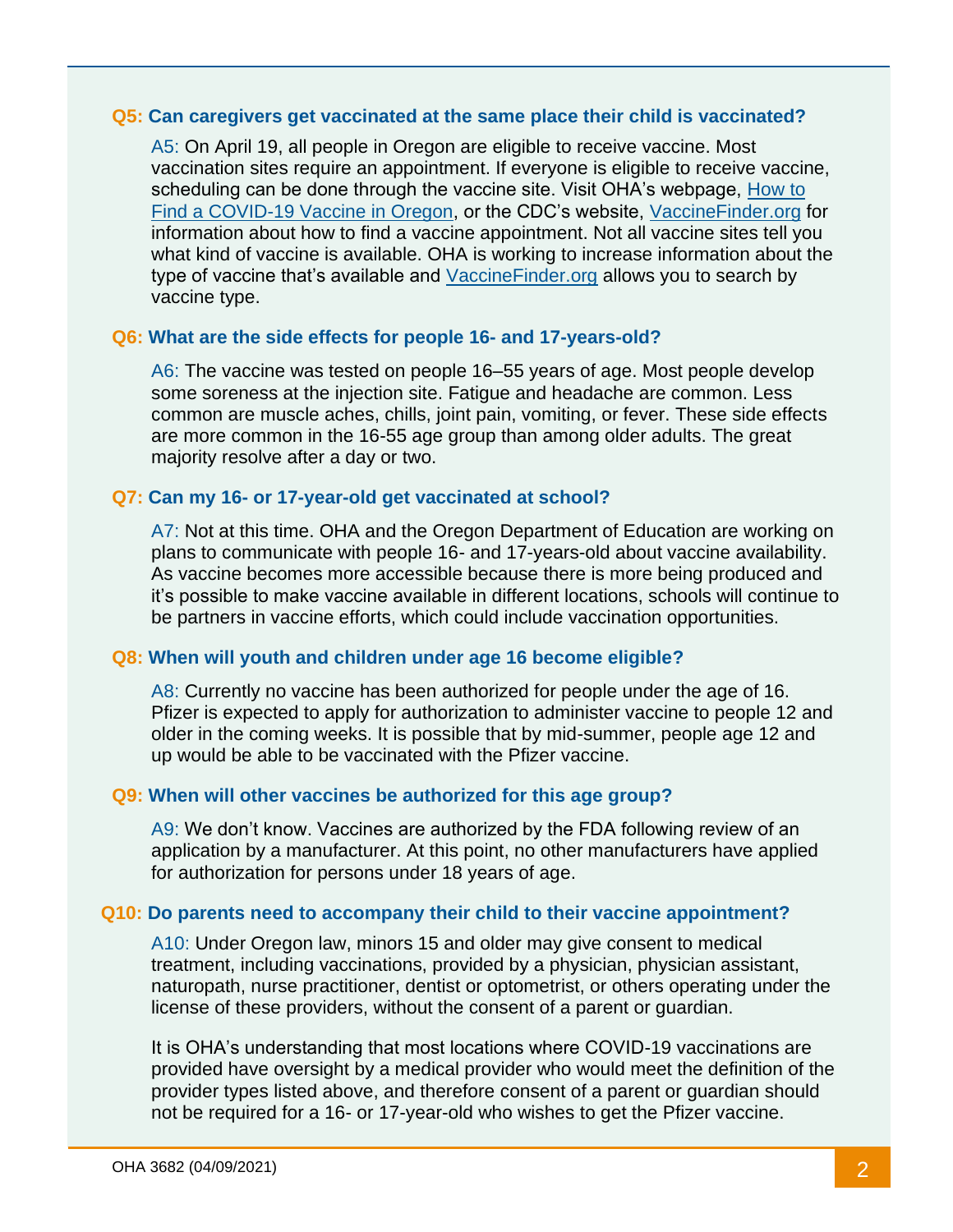**Q5: Can caregivers get vaccinated at the same place their child is vaccinated?**

A5: On April 19, all people in Oregon are eligible to receive vaccine. Most vaccination sites require an appointment. If everyone is eligible to receive vaccine, scheduling can be done through the vaccine site. Visit OHA's webpage, How to Find a COVID-19 Vaccine in Oregon, or the CDC's website, VaccineFinder.org for information about how to find a vaccine appointment. Not all vaccine sites tell you what kind of vaccine is available. OHA is working to increase information about the type of vaccine that's available and VaccineFinder.org allows you to search by vaccine type.

**Q6: What are the side effects for people 16- and 17-years-old?**

A6: The vaccine was tested on people 16–55 years of age. Most people develop some soreness at the injection site. Fatigue and headache are common. Less common are muscle aches, chills, joint pain, vomiting, or fever. These side effects are more common in the 16-55 age group than among older adults. The great majority resolve after a day or two.

**Q7: Can my 16- or 17-year-old get vaccinated at school?**

A7: Not at this time. OHA and the Oregon Department of Education are working on plans to communicate with people 16- and 17-years-old about vaccine availability. As vaccine becomes more accessible because there is more being produced and it's possible to make vaccine available in different locations, schools will continue to be partners in vaccine efforts, which could include vaccination opportunities.

**Q8: When will youth and children under age 16 become eligible?**

A8: Currently no vaccine has been authorized for people under the age of 16. Pfizer is expected to apply for authorization to administer vaccine to people 12 and older in the coming weeks. It is possible that by mid-summer, people age 12 and up would be able to be vaccinated with the Pfizer vaccine.

**Q9: When will other vaccines be authorized for this age group?**

A9: We don't know. Vaccines are authorized by the FDA following review of an application by a manufacturer. At this point, no other manufacturers have applied for authorization for persons under 18 years of age.

**Q10: Do parents need to accompany their child to their vaccine appointment?**

A10: Under Oregon law, minors 15 and older may give consent to medical treatment, including vaccinations, provided by a physician, physician assistant, naturopath, nurse practitioner, dentist or optometrist, or others operating under the license of these providers, without the consent of a parent or guardian.

It is OHA's understanding that most locations where COVID-19 vaccinations are provided have oversight by a medical provider who would meet the definition of the provider types listed above, and therefore consent of a parent or guardian should not be required for a 16- or 17-year-old who wishes to get the Pfizer vaccine.

OHA 3682 (04/09/2021)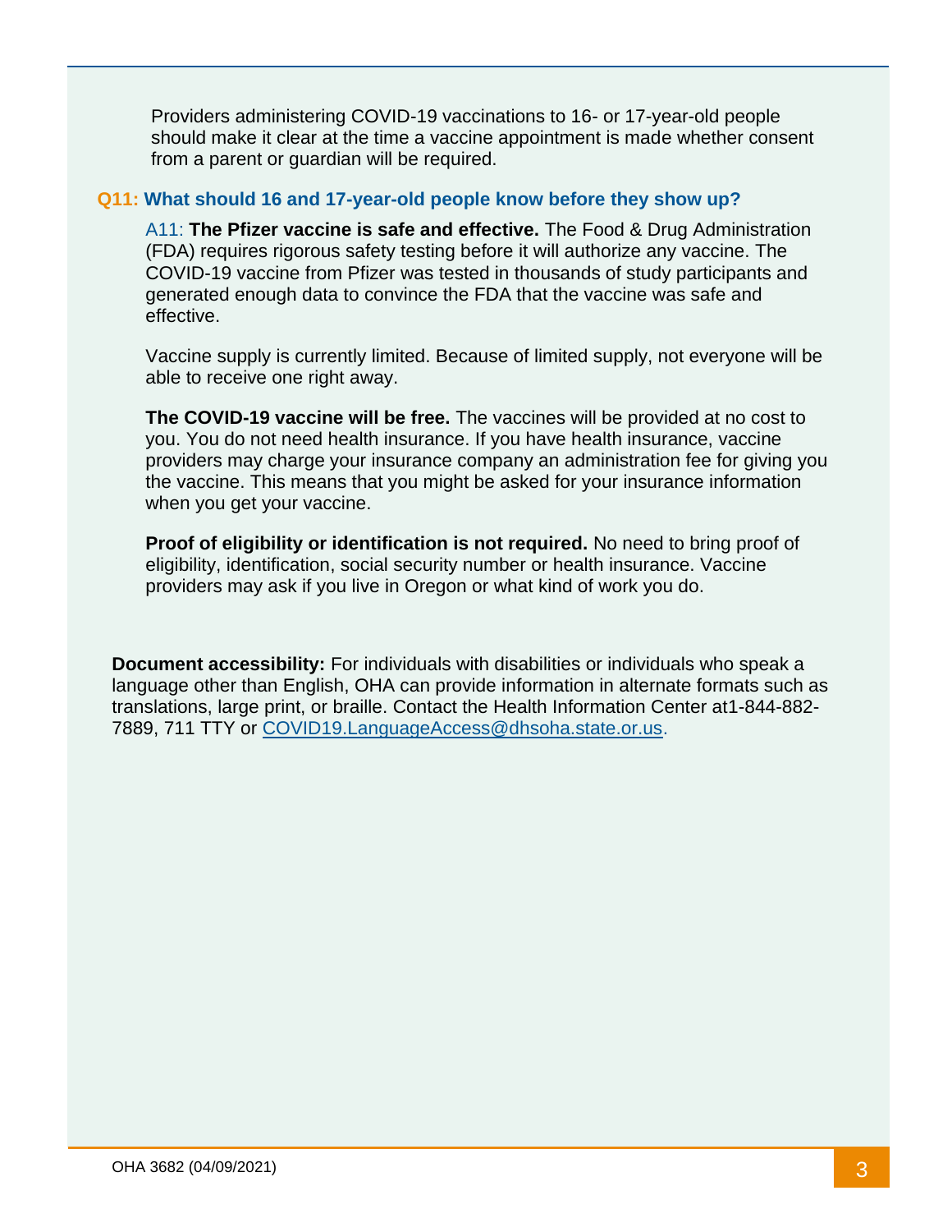Providers administering COVID-19 vaccinations to 16- or 17-year-old people should make it clear at the time a vaccine appointment is made whether consent from a parent or guardian will be required.

### Q11: What should 16 and 17-year-old people know before they show up?

A11: **The Pfizer vaccine is safe and effective.** The Food & Drug Administration (FDA) requires rigorous safety testing before it will authorize any vaccine. The COVID-19 vaccine from Pfizer was tested in thousands of study participants and generated enough data to convince the FDA that the vaccine was safe and effective.

Vaccine supply is currently limited. Because of limited supply, not everyone will be able to receive one right away.

**The COVID-19 vaccine will be free.** The vaccines will be provided at no cost to you. You do not need health insurance. If you have health insurance, vaccine providers may charge your insurance company an administration fee for giving you the vaccine. This means that you might be asked for your insurance information when you get your vaccine.

**Proof of eligibility or identification is not required.** No need to bring proof of eligibility, identification, social security number or health insurance. Vaccine providers may ask if you live in Oregon or what kind of work you do.

**Document accessibility:** For individuals with disabilities or individuals who speak a language other than English, OHA can provide information in alternate formats such as translations, large print, or braille. Contact the Health Information Center at1-844-882-7889, 711 TTY or COVID19.LanguageAccess@dhsoha.state.or.us.

OHA 3682 (04/09/2021)